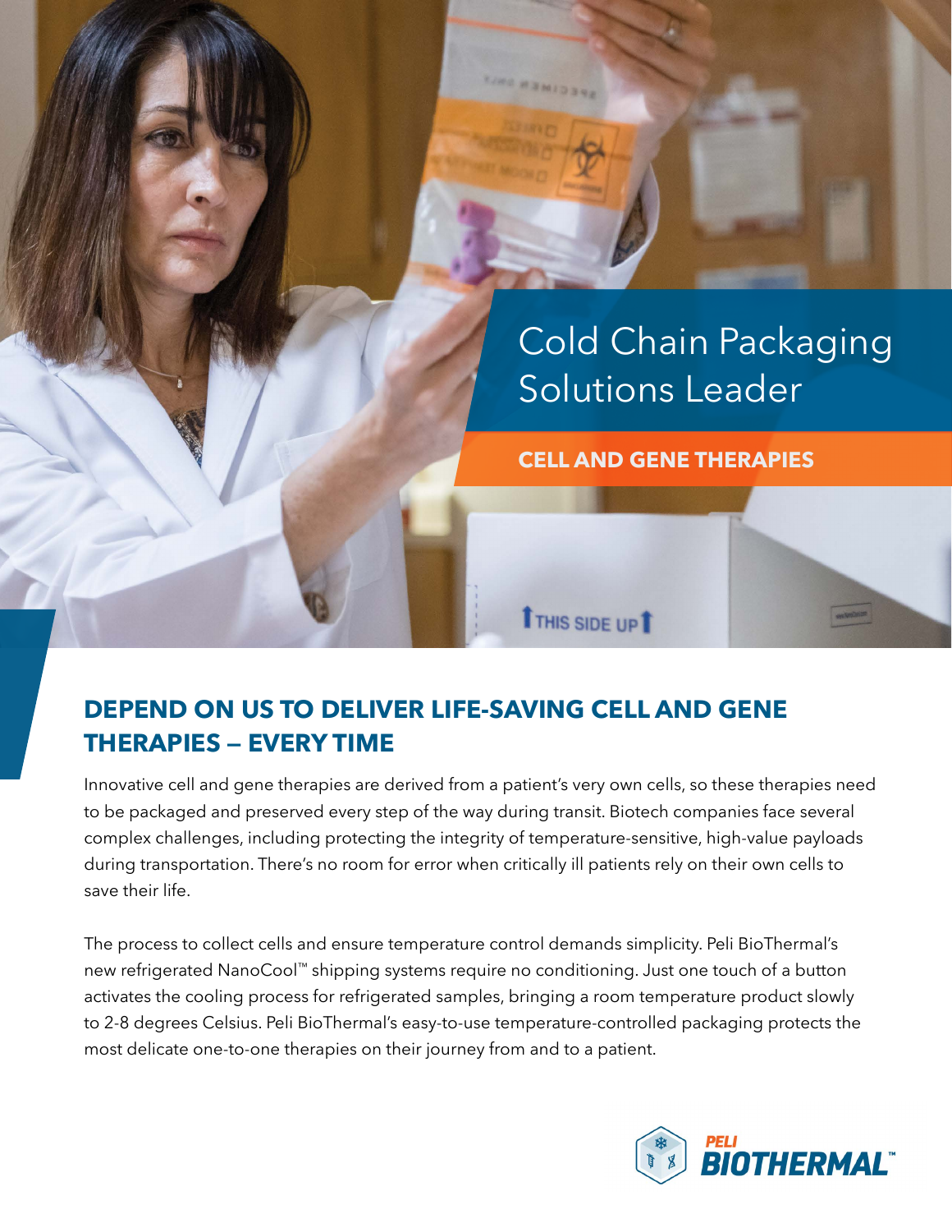# Cold Chain Packaging Solutions Leader

**CELL AND GENE THERAPIES**

## DEPEND ON US TO DELIVER LIFE-SAVING CELL AND GENE THERAPIES — EVERY TIME

Innovative cell and gene therapies are derived from a patient's very own cells, so these therapies need to be packaged and preserved every step of the way during transit. Biotech companies face several complex challenges, including protecting the integrity of temperature-sensitive, high-value payloads during transportation. There's no room for error when critically ill patients rely on their own cells to save their life.

The process to collect cells and ensure temperature control demands simplicity. Peli BioThermal's new refrigerated NanoCool™ shipping systems require no conditioning. Just one touch of a button activates the cooling process for refrigerated samples, bringing a room temperature product slowly to 2-8 degrees Celsius. Peli BioThermal's easy-to-use temperature-controlled packaging protects the most delicate one-to-one therapies on their journey from and to a patient.

PELI BIOTHERMAL™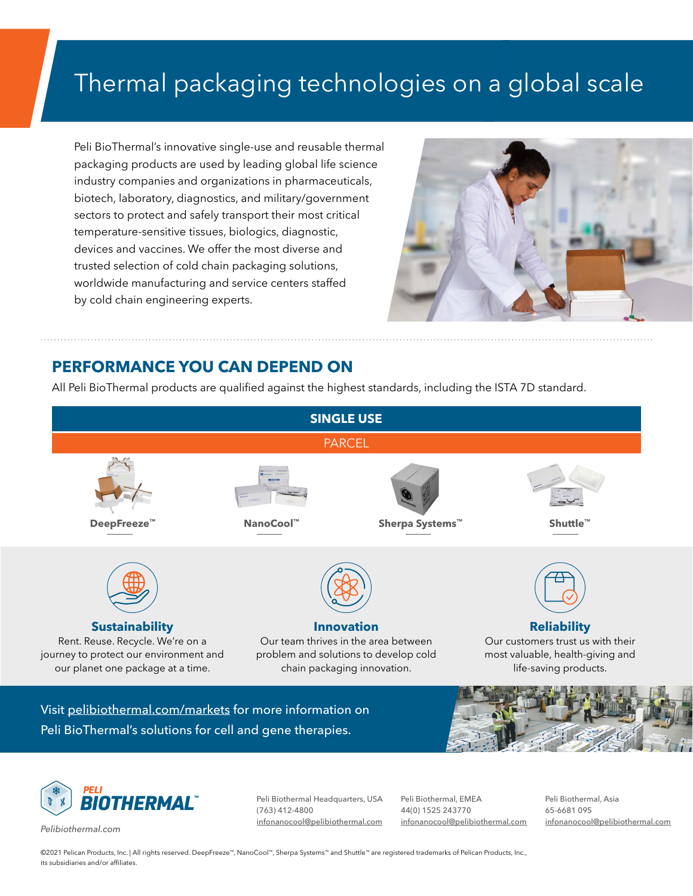# Thermal packaging technologies on a global scale

Peli BioThermal's innovative single-use and reusable thermal packaging products are used by leading global life science industry companies and organizations in pharmaceuticals, biotech, laboratory, diagnostics, and military/government sectors to protect and safely transport their most critical temperature-sensitive tissues, biologics, diagnostic, devices and vaccines. We offer the most diverse and trusted selection of cold chain packaging solutions, worldwide manufacturing and service centers staffed by cold chain engineering experts.

## PERFORMANCE YOU CAN DEPEND ON

All Peli BioThermal products are qualified against the highest standards, including the ISTA 7D standard.

**SINGLE USE**

PARCEL

**DeepFreeze™**

**NanoCool™**

**Sherpa Systems™**

**Shuttle™**

### Sustainability

Rent. Reuse. Recycle. We're on a journey to protect our environment and our planet one package at a time.

### Innovation

Our team thrives in the area between problem and solutions to develop cold chain packaging innovation.

### Reliability

Our customers trust us with their most valuable, health-giving and life-saving products.

Visit pelibiothermal.com/markets for more information on Peli BioThermal's solutions for cell and gene therapies.

PELI BIOTHERMAL™

*Pelibiothermal.com*

Peli Biothermal Headquarters, USA
(763) 412-4800
infonanocool@pelibiothermal.com

Peli Biothermal, EMEA
44(0) 1525 243770
infonanocool@pelibiothermal.com

Peli Biothermal, Asia
65-6681 095
infonanocool@pelibiothermal.com

©2021 Pelican Products, Inc. | All rights reserved. DeepFreeze™, NanoCool™, Sherpa Systems™ and Shuttle™ are registered trademarks of Pelican Products, Inc., its subsidiaries and/or affiliates.